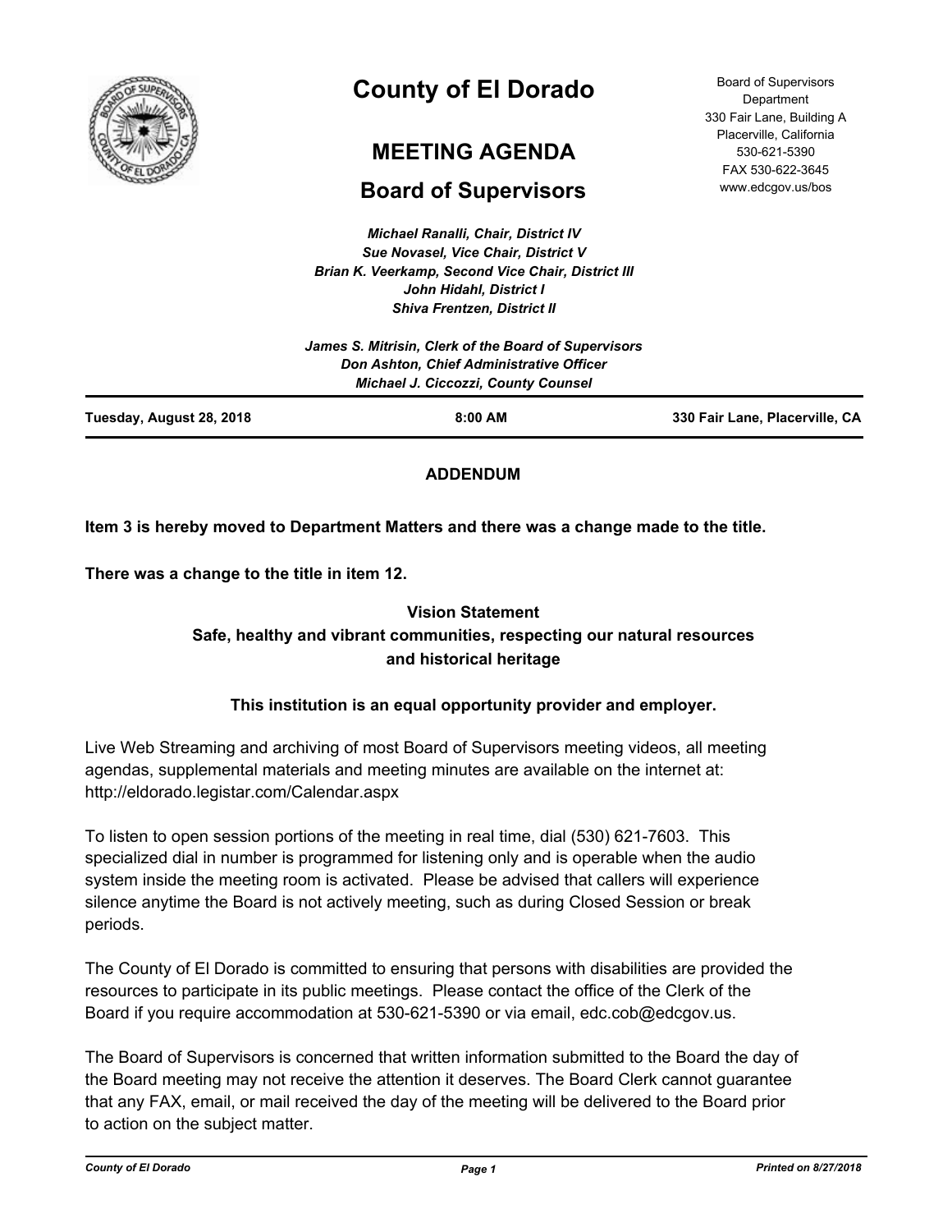# County of El Dorado

## MEETING AGENDA

## Board of Supervisors

Board of Supervisors Department
330 Fair Lane, Building A
Placerville, California
530-621-5390
FAX 530-622-3645
www.edcgov.us/bos

*Michael Ranalli, Chair, District IV*
*Sue Novasel, Vice Chair, District V*
*Brian K. Veerkamp, Second Vice Chair, District III*
*John Hidahl, District I*
*Shiva Frentzen, District II*

*James S. Mitrisin, Clerk of the Board of Supervisors*
*Don Ashton, Chief Administrative Officer*
*Michael J. Ciccozzi, County Counsel*

**Tuesday, August 28, 2018** | **8:00 AM** | **330 Fair Lane, Placerville, CA**

**ADDENDUM**

**Item 3 is hereby moved to Department Matters and there was a change made to the title.**

**There was a change to the title in item 12.**

**Vision Statement**
**Safe, healthy and vibrant communities, respecting our natural resources and historical heritage**

**This institution is an equal opportunity provider and employer.**

Live Web Streaming and archiving of most Board of Supervisors meeting videos, all meeting agendas, supplemental materials and meeting minutes are available on the internet at: http://eldorado.legistar.com/Calendar.aspx

To listen to open session portions of the meeting in real time, dial (530) 621-7603. This specialized dial in number is programmed for listening only and is operable when the audio system inside the meeting room is activated. Please be advised that callers will experience silence anytime the Board is not actively meeting, such as during Closed Session or break periods.

The County of El Dorado is committed to ensuring that persons with disabilities are provided the resources to participate in its public meetings. Please contact the office of the Clerk of the Board if you require accommodation at 530-621-5390 or via email, edc.cob@edcgov.us.

The Board of Supervisors is concerned that written information submitted to the Board the day of the Board meeting may not receive the attention it deserves. The Board Clerk cannot guarantee that any FAX, email, or mail received the day of the meeting will be delivered to the Board prior to action on the subject matter.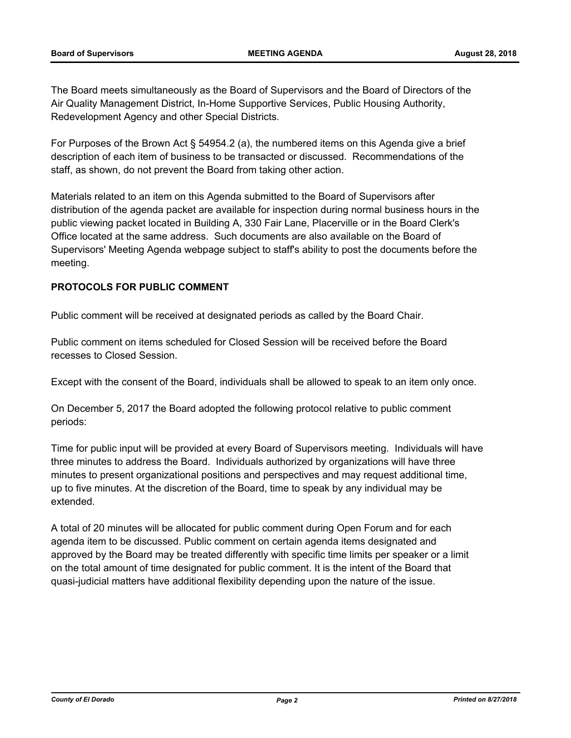The Board meets simultaneously as the Board of Supervisors and the Board of Directors of the Air Quality Management District, In-Home Supportive Services, Public Housing Authority, Redevelopment Agency and other Special Districts.

For Purposes of the Brown Act § 54954.2 (a), the numbered items on this Agenda give a brief description of each item of business to be transacted or discussed. Recommendations of the staff, as shown, do not prevent the Board from taking other action.

Materials related to an item on this Agenda submitted to the Board of Supervisors after distribution of the agenda packet are available for inspection during normal business hours in the public viewing packet located in Building A, 330 Fair Lane, Placerville or in the Board Clerk's Office located at the same address. Such documents are also available on the Board of Supervisors' Meeting Agenda webpage subject to staff's ability to post the documents before the meeting.

**PROTOCOLS FOR PUBLIC COMMENT**

Public comment will be received at designated periods as called by the Board Chair.

Public comment on items scheduled for Closed Session will be received before the Board recesses to Closed Session.

Except with the consent of the Board, individuals shall be allowed to speak to an item only once.

On December 5, 2017 the Board adopted the following protocol relative to public comment periods:

Time for public input will be provided at every Board of Supervisors meeting. Individuals will have three minutes to address the Board. Individuals authorized by organizations will have three minutes to present organizational positions and perspectives and may request additional time, up to five minutes. At the discretion of the Board, time to speak by any individual may be extended.

A total of 20 minutes will be allocated for public comment during Open Forum and for each agenda item to be discussed. Public comment on certain agenda items designated and approved by the Board may be treated differently with specific time limits per speaker or a limit on the total amount of time designated for public comment. It is the intent of the Board that quasi-judicial matters have additional flexibility depending upon the nature of the issue.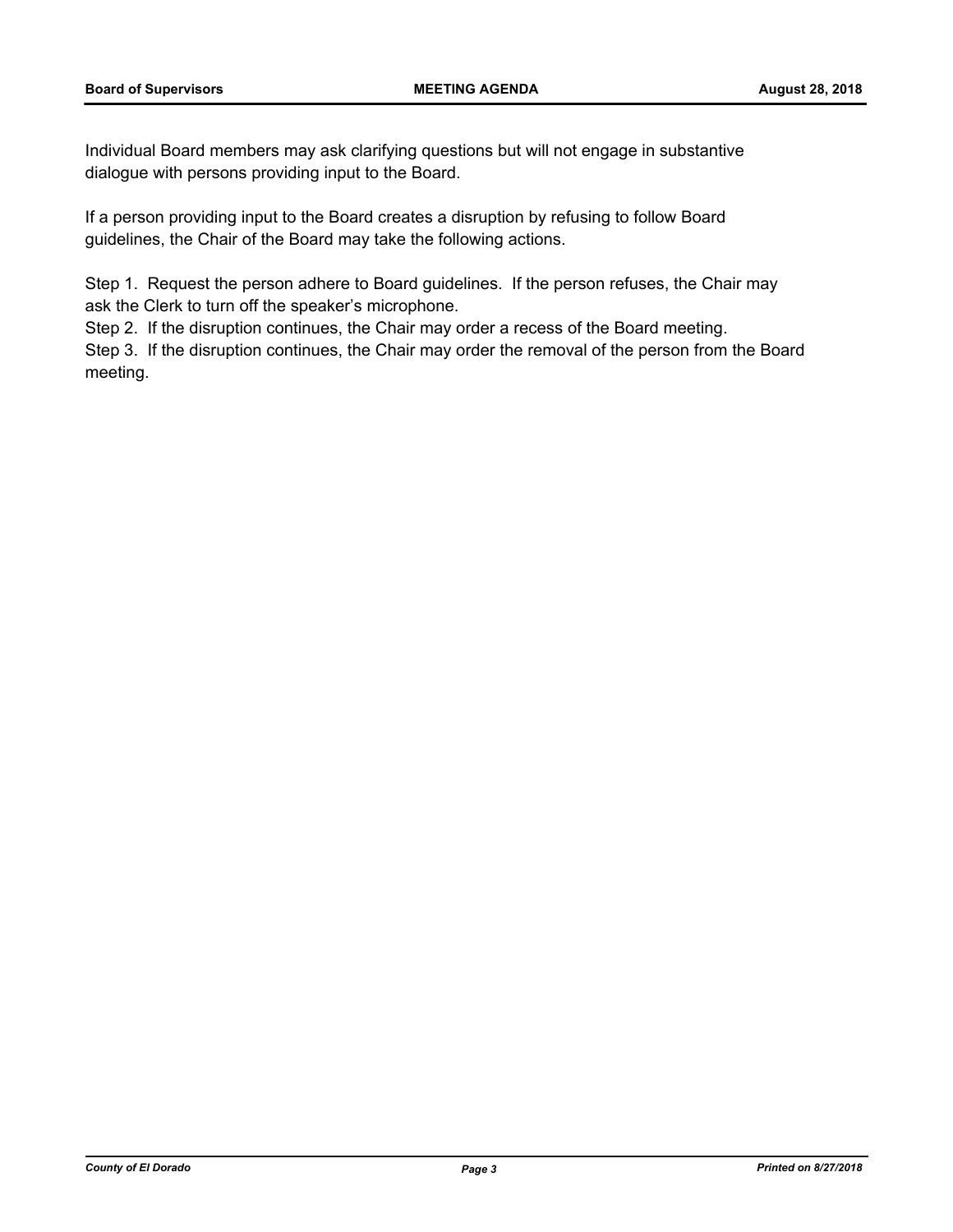Individual Board members may ask clarifying questions but will not engage in substantive dialogue with persons providing input to the Board.

If a person providing input to the Board creates a disruption by refusing to follow Board guidelines, the Chair of the Board may take the following actions.

Step 1. Request the person adhere to Board guidelines. If the person refuses, the Chair may ask the Clerk to turn off the speaker's microphone.

Step 2. If the disruption continues, the Chair may order a recess of the Board meeting.

Step 3. If the disruption continues, the Chair may order the removal of the person from the Board meeting.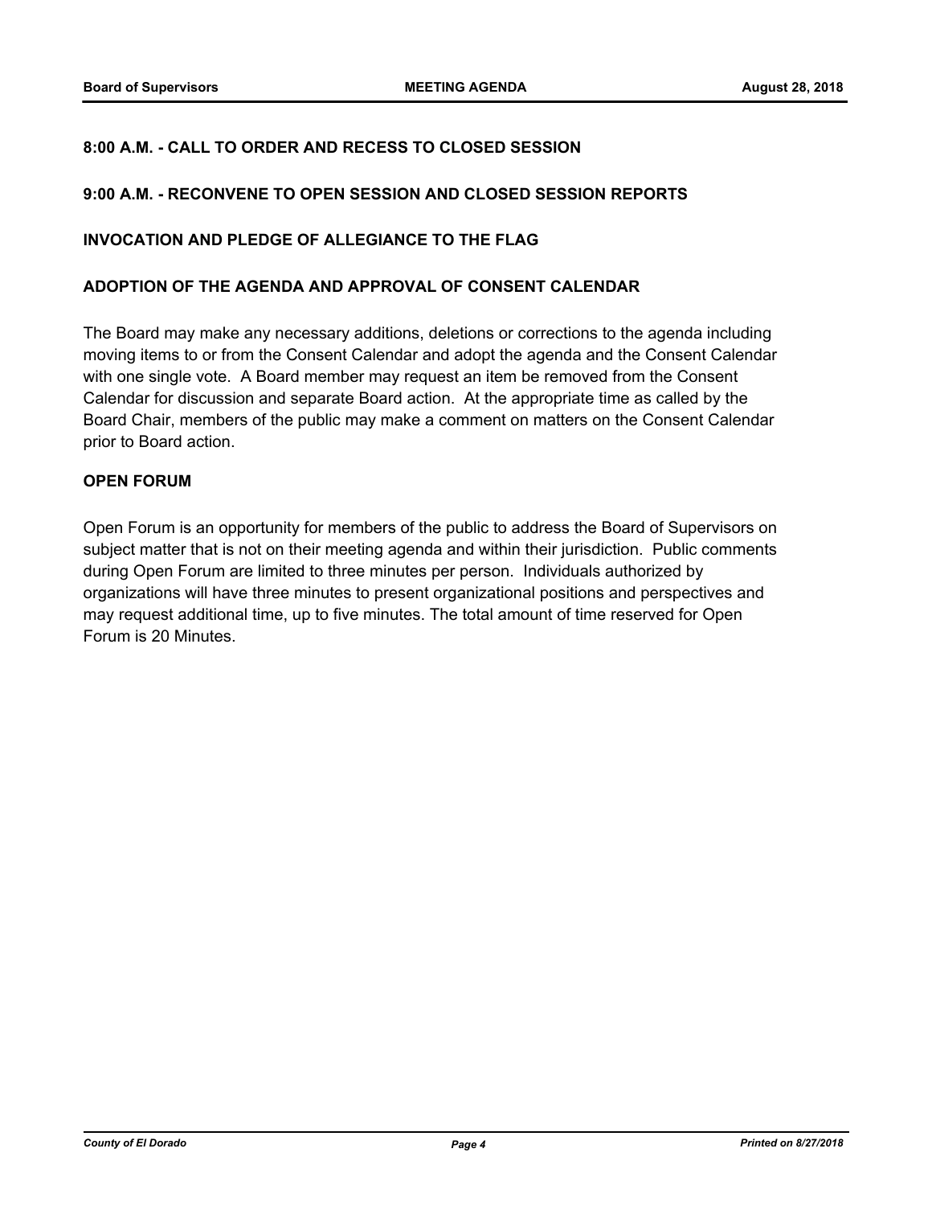**8:00 A.M. - CALL TO ORDER AND RECESS TO CLOSED SESSION**

**9:00 A.M. - RECONVENE TO OPEN SESSION AND CLOSED SESSION REPORTS**

**INVOCATION AND PLEDGE OF ALLEGIANCE TO THE FLAG**

**ADOPTION OF THE AGENDA AND APPROVAL OF CONSENT CALENDAR**

The Board may make any necessary additions, deletions or corrections to the agenda including moving items to or from the Consent Calendar and adopt the agenda and the Consent Calendar with one single vote. A Board member may request an item be removed from the Consent Calendar for discussion and separate Board action. At the appropriate time as called by the Board Chair, members of the public may make a comment on matters on the Consent Calendar prior to Board action.

**OPEN FORUM**

Open Forum is an opportunity for members of the public to address the Board of Supervisors on subject matter that is not on their meeting agenda and within their jurisdiction. Public comments during Open Forum are limited to three minutes per person. Individuals authorized by organizations will have three minutes to present organizational positions and perspectives and may request additional time, up to five minutes. The total amount of time reserved for Open Forum is 20 Minutes.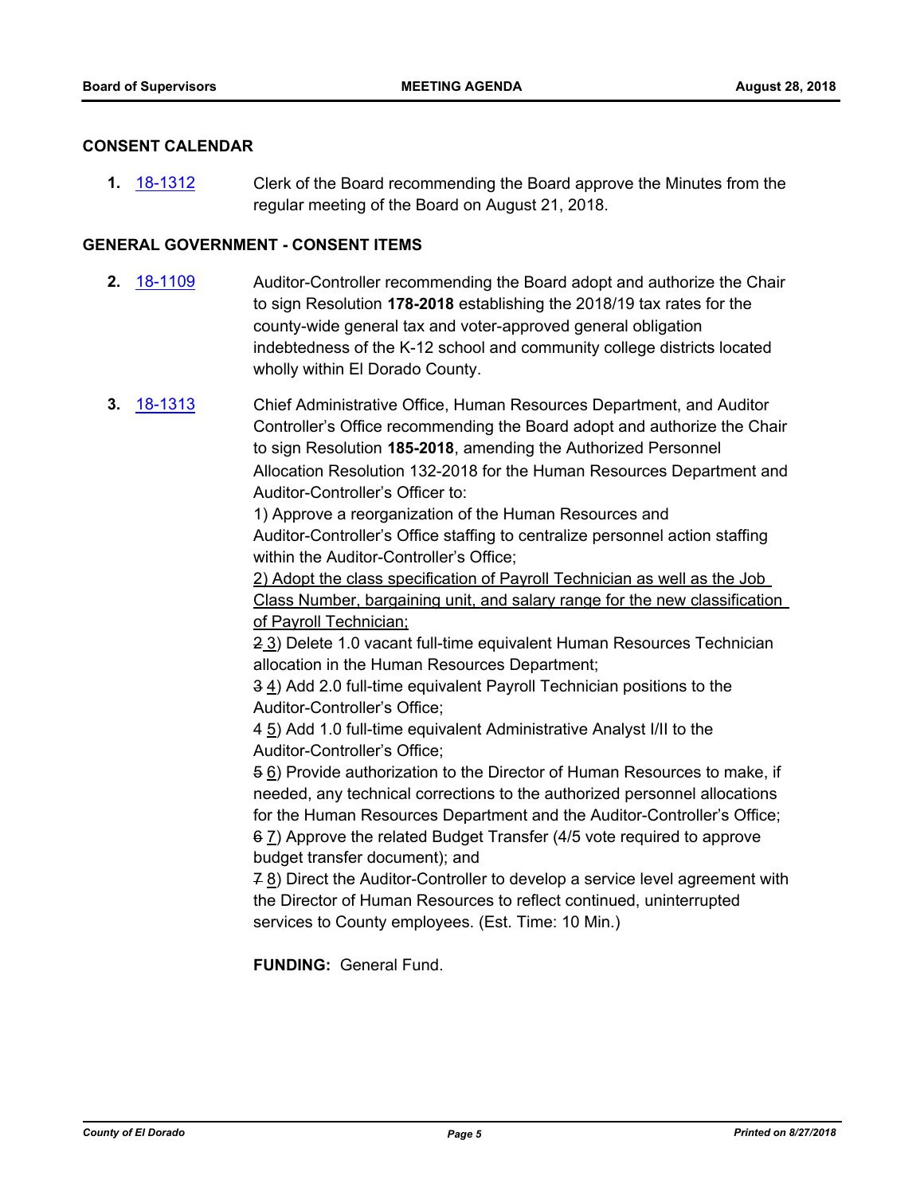## CONSENT CALENDAR

**1.** [18-1312](18-1312) Clerk of the Board recommending the Board approve the Minutes from the regular meeting of the Board on August 21, 2018.

## GENERAL GOVERNMENT - CONSENT ITEMS

**2.** [18-1109](18-1109) Auditor-Controller recommending the Board adopt and authorize the Chair to sign Resolution **178-2018** establishing the 2018/19 tax rates for the county-wide general tax and voter-approved general obligation indebtedness of the K-12 school and community college districts located wholly within El Dorado County.

**3.** [18-1313](18-1313) Chief Administrative Office, Human Resources Department, and Auditor Controller's Office recommending the Board adopt and authorize the Chair to sign Resolution **185-2018**, amending the Authorized Personnel Allocation Resolution 132-2018 for the Human Resources Department and Auditor-Controller's Officer to:

1) Approve a reorganization of the Human Resources and Auditor-Controller's Office staffing to centralize personnel action staffing within the Auditor-Controller's Office;

<u>2) Adopt the class specification of Payroll Technician as well as the Job Class Number, bargaining unit, and salary range for the new classification of Payroll Technician;</u>

~~2~~ <u>3</u>) Delete 1.0 vacant full-time equivalent Human Resources Technician allocation in the Human Resources Department;

~~3~~ <u>4</u>) Add 2.0 full-time equivalent Payroll Technician positions to the Auditor-Controller's Office;

~~4~~ <u>5</u>) Add 1.0 full-time equivalent Administrative Analyst I/II to the Auditor-Controller's Office;

~~5~~ <u>6</u>) Provide authorization to the Director of Human Resources to make, if needed, any technical corrections to the authorized personnel allocations for the Human Resources Department and the Auditor-Controller's Office;

~~6~~ <u>7</u>) Approve the related Budget Transfer (4/5 vote required to approve budget transfer document); and

~~7~~ <u>8</u>) Direct the Auditor-Controller to develop a service level agreement with the Director of Human Resources to reflect continued, uninterrupted services to County employees. (Est. Time: 10 Min.)

**FUNDING:** General Fund.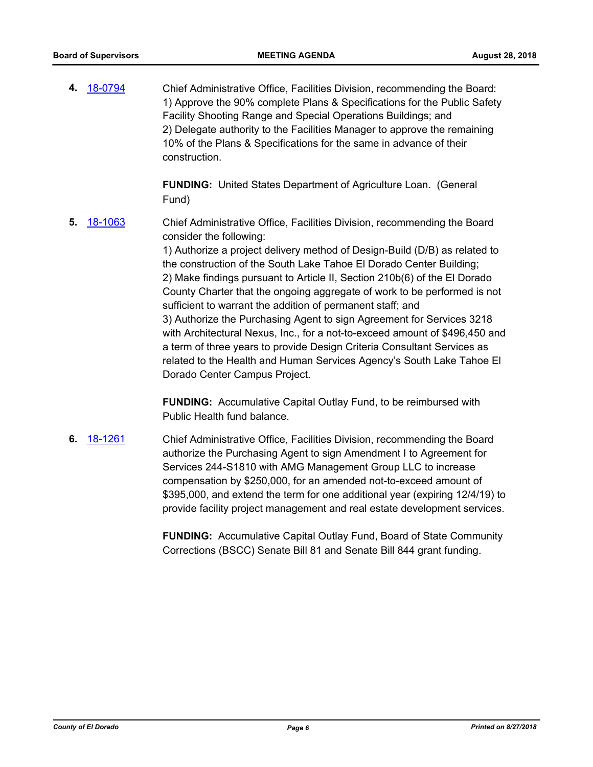**4.** 18-0794 Chief Administrative Office, Facilities Division, recommending the Board:
1) Approve the 90% complete Plans & Specifications for the Public Safety Facility Shooting Range and Special Operations Buildings; and
2) Delegate authority to the Facilities Manager to approve the remaining 10% of the Plans & Specifications for the same in advance of their construction.

**FUNDING:** United States Department of Agriculture Loan. (General Fund)

**5.** 18-1063 Chief Administrative Office, Facilities Division, recommending the Board consider the following:
1) Authorize a project delivery method of Design-Build (D/B) as related to the construction of the South Lake Tahoe El Dorado Center Building;
2) Make findings pursuant to Article II, Section 210b(6) of the El Dorado County Charter that the ongoing aggregate of work to be performed is not sufficient to warrant the addition of permanent staff; and
3) Authorize the Purchasing Agent to sign Agreement for Services 3218 with Architectural Nexus, Inc., for a not-to-exceed amount of $496,450 and a term of three years to provide Design Criteria Consultant Services as related to the Health and Human Services Agency's South Lake Tahoe El Dorado Center Campus Project.

**FUNDING:** Accumulative Capital Outlay Fund, to be reimbursed with Public Health fund balance.

**6.** 18-1261 Chief Administrative Office, Facilities Division, recommending the Board authorize the Purchasing Agent to sign Amendment I to Agreement for Services 244-S1810 with AMG Management Group LLC to increase compensation by $250,000, for an amended not-to-exceed amount of $395,000, and extend the term for one additional year (expiring 12/4/19) to provide facility project management and real estate development services.

**FUNDING:** Accumulative Capital Outlay Fund, Board of State Community Corrections (BSCC) Senate Bill 81 and Senate Bill 844 grant funding.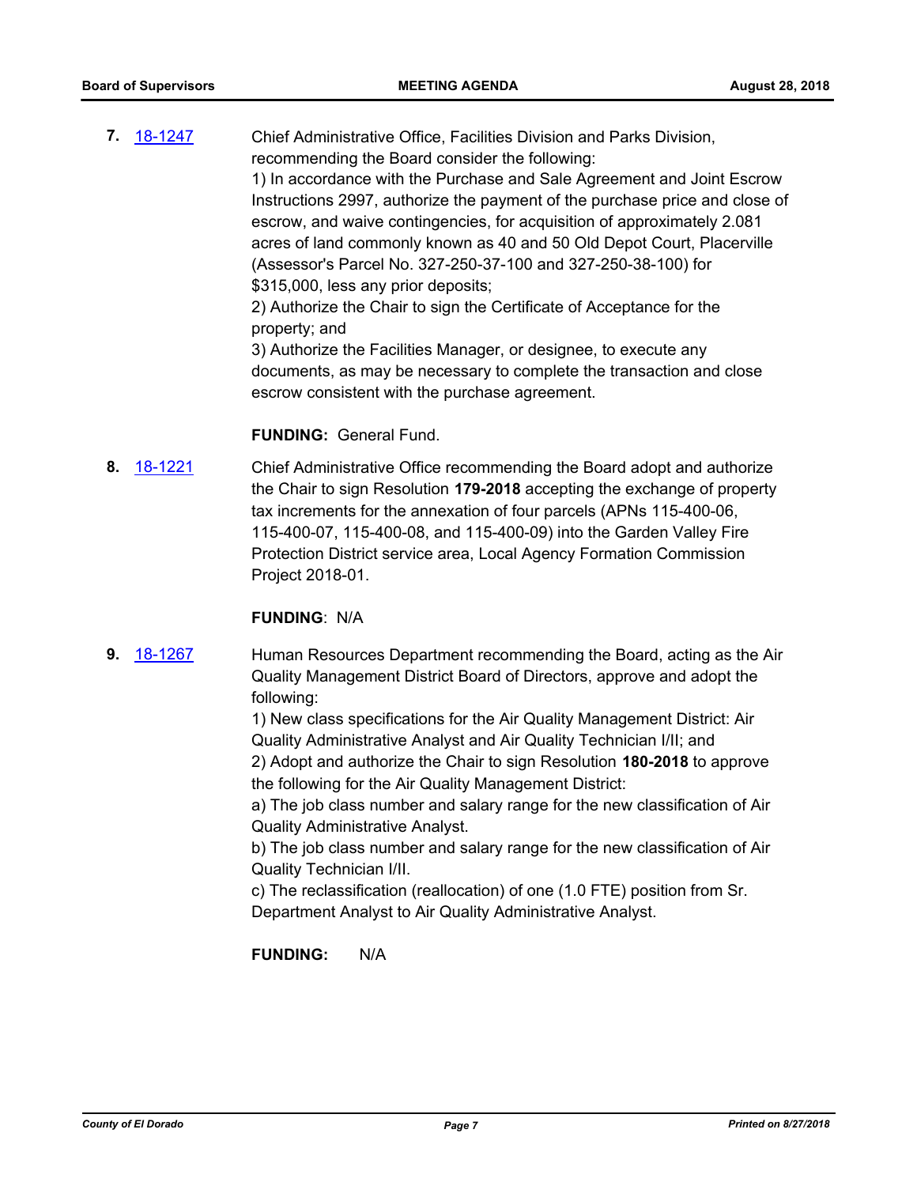**7.** 18-1247

Chief Administrative Office, Facilities Division and Parks Division, recommending the Board consider the following:
1) In accordance with the Purchase and Sale Agreement and Joint Escrow Instructions 2997, authorize the payment of the purchase price and close of escrow, and waive contingencies, for acquisition of approximately 2.081 acres of land commonly known as 40 and 50 Old Depot Court, Placerville (Assessor's Parcel No. 327-250-37-100 and 327-250-38-100) for $315,000, less any prior deposits;
2) Authorize the Chair to sign the Certificate of Acceptance for the property; and
3) Authorize the Facilities Manager, or designee, to execute any documents, as may be necessary to complete the transaction and close escrow consistent with the purchase agreement.

**FUNDING:** General Fund.

**8.** 18-1221

Chief Administrative Office recommending the Board adopt and authorize the Chair to sign Resolution **179-2018** accepting the exchange of property tax increments for the annexation of four parcels (APNs 115-400-06, 115-400-07, 115-400-08, and 115-400-09) into the Garden Valley Fire Protection District service area, Local Agency Formation Commission Project 2018-01.

**FUNDING**: N/A

**9.** 18-1267

Human Resources Department recommending the Board, acting as the Air Quality Management District Board of Directors, approve and adopt the following:
1) New class specifications for the Air Quality Management District: Air Quality Administrative Analyst and Air Quality Technician I/II; and
2) Adopt and authorize the Chair to sign Resolution **180-2018** to approve the following for the Air Quality Management District:
a) The job class number and salary range for the new classification of Air Quality Administrative Analyst.
b) The job class number and salary range for the new classification of Air Quality Technician I/II.
c) The reclassification (reallocation) of one (1.0 FTE) position from Sr. Department Analyst to Air Quality Administrative Analyst.

**FUNDING:** N/A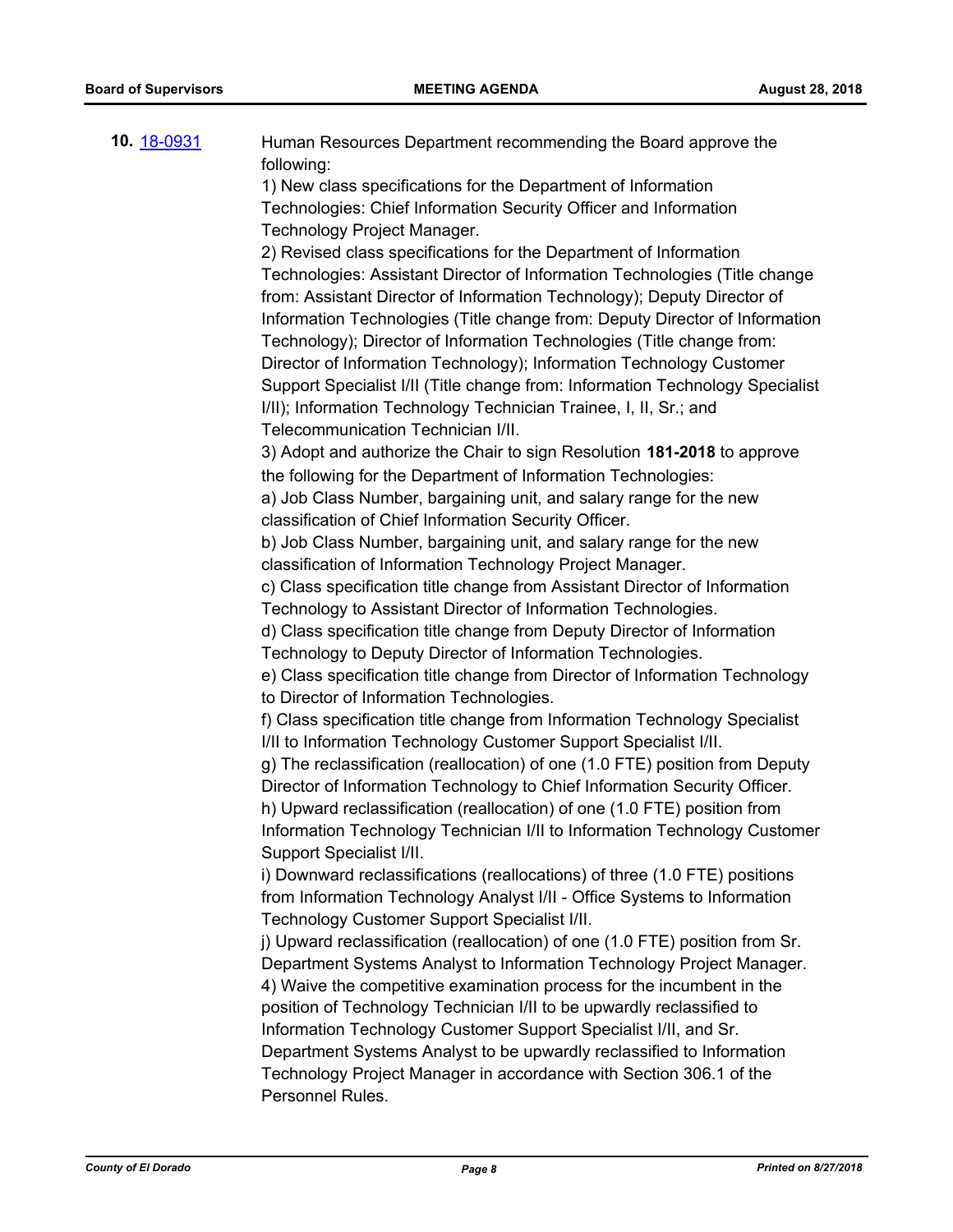**10.** [18-0931](18-0931)

Human Resources Department recommending the Board approve the following:

1) New class specifications for the Department of Information Technologies: Chief Information Security Officer and Information Technology Project Manager.

2) Revised class specifications for the Department of Information Technologies: Assistant Director of Information Technologies (Title change from: Assistant Director of Information Technology); Deputy Director of Information Technologies (Title change from: Deputy Director of Information Technology); Director of Information Technologies (Title change from: Director of Information Technology); Information Technology Customer Support Specialist I/II (Title change from: Information Technology Specialist I/II); Information Technology Technician Trainee, I, II, Sr.; and Telecommunication Technician I/II.

3) Adopt and authorize the Chair to sign Resolution **181-2018** to approve the following for the Department of Information Technologies:

a) Job Class Number, bargaining unit, and salary range for the new classification of Chief Information Security Officer.

b) Job Class Number, bargaining unit, and salary range for the new classification of Information Technology Project Manager.

c) Class specification title change from Assistant Director of Information Technology to Assistant Director of Information Technologies.

d) Class specification title change from Deputy Director of Information Technology to Deputy Director of Information Technologies.

e) Class specification title change from Director of Information Technology to Director of Information Technologies.

f) Class specification title change from Information Technology Specialist I/II to Information Technology Customer Support Specialist I/II.

g) The reclassification (reallocation) of one (1.0 FTE) position from Deputy Director of Information Technology to Chief Information Security Officer.

h) Upward reclassification (reallocation) of one (1.0 FTE) position from Information Technology Technician I/II to Information Technology Customer Support Specialist I/II.

i) Downward reclassifications (reallocations) of three (1.0 FTE) positions from Information Technology Analyst I/II - Office Systems to Information Technology Customer Support Specialist I/II.

j) Upward reclassification (reallocation) of one (1.0 FTE) position from Sr. Department Systems Analyst to Information Technology Project Manager.

4) Waive the competitive examination process for the incumbent in the position of Technology Technician I/II to be upwardly reclassified to Information Technology Customer Support Specialist I/II, and Sr. Department Systems Analyst to be upwardly reclassified to Information Technology Project Manager in accordance with Section 306.1 of the Personnel Rules.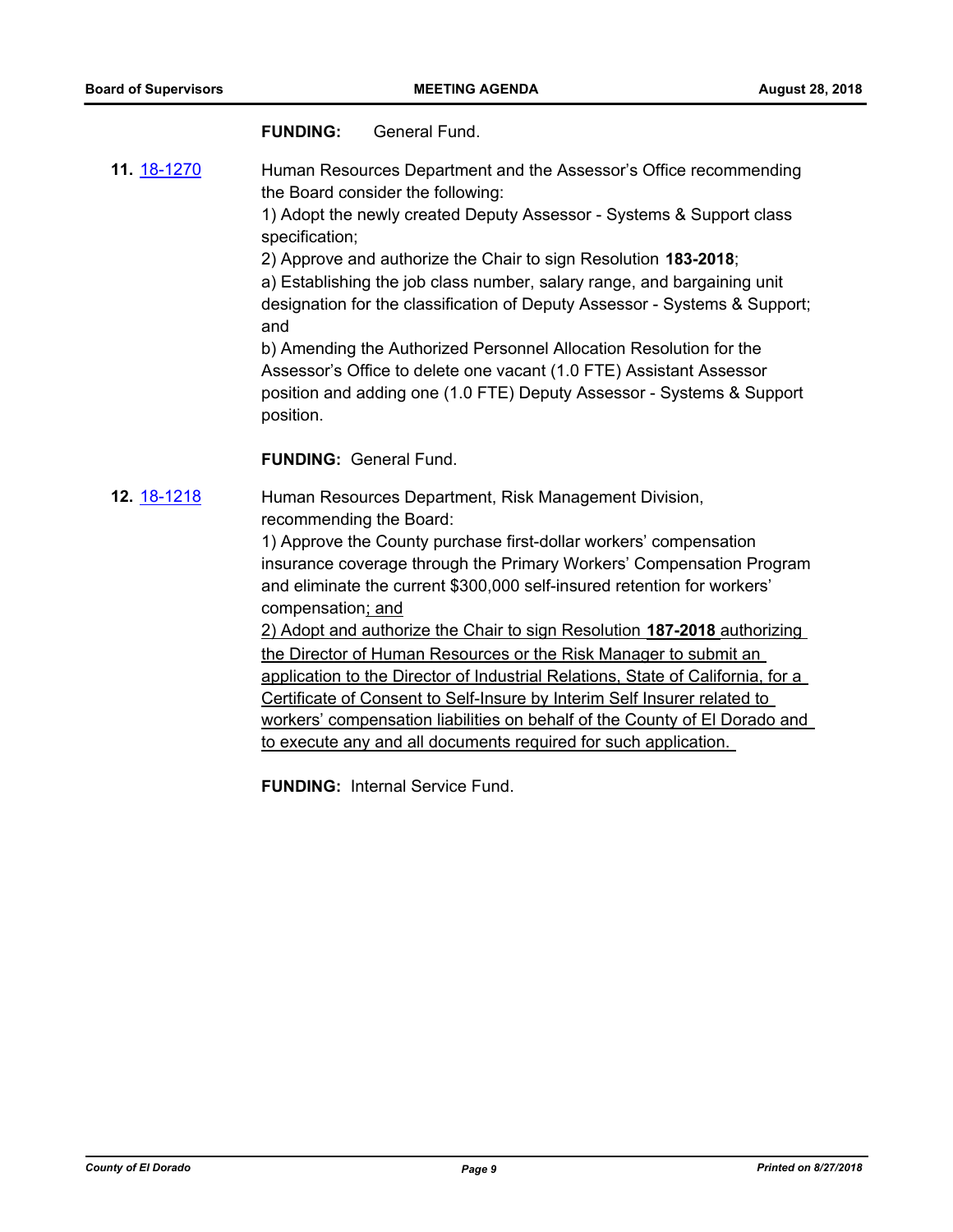**FUNDING:** General Fund.

**11.** [18-1270](18-1270) Human Resources Department and the Assessor's Office recommending the Board consider the following:

1) Adopt the newly created Deputy Assessor - Systems & Support class specification;

2) Approve and authorize the Chair to sign Resolution **183-2018**;

a) Establishing the job class number, salary range, and bargaining unit designation for the classification of Deputy Assessor - Systems & Support; and

b) Amending the Authorized Personnel Allocation Resolution for the Assessor's Office to delete one vacant (1.0 FTE) Assistant Assessor position and adding one (1.0 FTE) Deputy Assessor - Systems & Support position.

**FUNDING:** General Fund.

**12.** [18-1218](18-1218) Human Resources Department, Risk Management Division, recommending the Board:

1) Approve the County purchase first-dollar workers' compensation insurance coverage through the Primary Workers' Compensation Program and eliminate the current $300,000 self-insured retention for workers' compensation; and

2) Adopt and authorize the Chair to sign Resolution **187-2018** authorizing the Director of Human Resources or the Risk Manager to submit an application to the Director of Industrial Relations, State of California, for a Certificate of Consent to Self-Insure by Interim Self Insurer related to workers' compensation liabilities on behalf of the County of El Dorado and to execute any and all documents required for such application.

**FUNDING:** Internal Service Fund.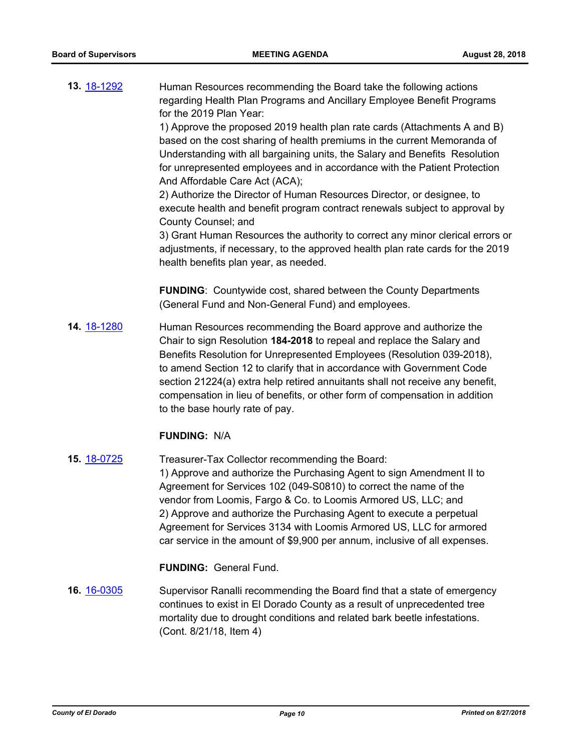**13.** 18-1292

Human Resources recommending the Board take the following actions regarding Health Plan Programs and Ancillary Employee Benefit Programs for the 2019 Plan Year:
1) Approve the proposed 2019 health plan rate cards (Attachments A and B) based on the cost sharing of health premiums in the current Memoranda of Understanding with all bargaining units, the Salary and Benefits Resolution for unrepresented employees and in accordance with the Patient Protection And Affordable Care Act (ACA);
2) Authorize the Director of Human Resources Director, or designee, to execute health and benefit program contract renewals subject to approval by County Counsel; and
3) Grant Human Resources the authority to correct any minor clerical errors or adjustments, if necessary, to the approved health plan rate cards for the 2019 health benefits plan year, as needed.

**FUNDING**: Countywide cost, shared between the County Departments (General Fund and Non-General Fund) and employees.

**14.** 18-1280

Human Resources recommending the Board approve and authorize the Chair to sign Resolution **184-2018** to repeal and replace the Salary and Benefits Resolution for Unrepresented Employees (Resolution 039-2018), to amend Section 12 to clarify that in accordance with Government Code section 21224(a) extra help retired annuitants shall not receive any benefit, compensation in lieu of benefits, or other form of compensation in addition to the base hourly rate of pay.

**FUNDING:** N/A

**15.** 18-0725

Treasurer-Tax Collector recommending the Board:
1) Approve and authorize the Purchasing Agent to sign Amendment II to Agreement for Services 102 (049-S0810) to correct the name of the vendor from Loomis, Fargo & Co. to Loomis Armored US, LLC; and
2) Approve and authorize the Purchasing Agent to execute a perpetual Agreement for Services 3134 with Loomis Armored US, LLC for armored car service in the amount of $9,900 per annum, inclusive of all expenses.

**FUNDING:** General Fund.

**16.** 16-0305

Supervisor Ranalli recommending the Board find that a state of emergency continues to exist in El Dorado County as a result of unprecedented tree mortality due to drought conditions and related bark beetle infestations. (Cont. 8/21/18, Item 4)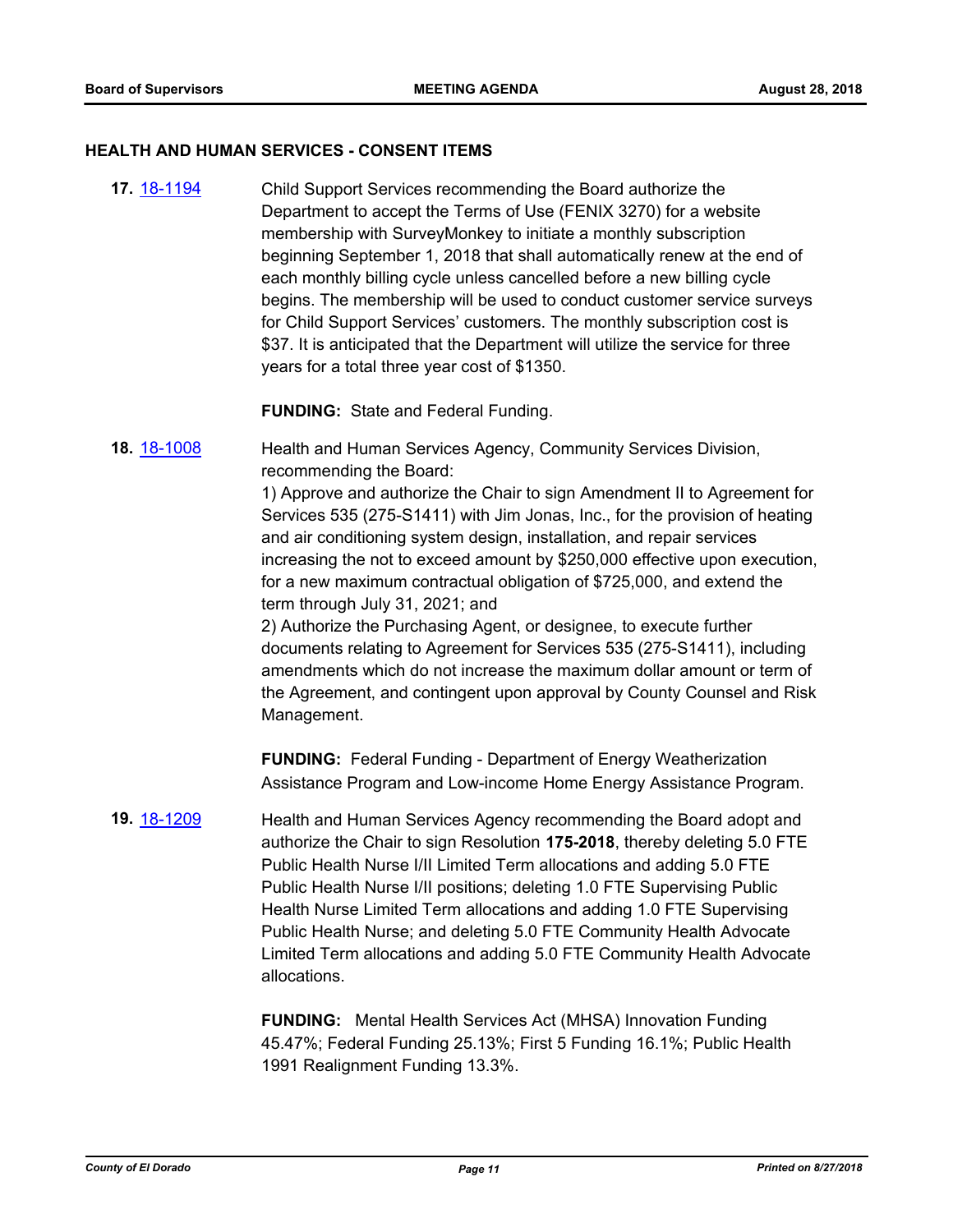## HEALTH AND HUMAN SERVICES - CONSENT ITEMS

**17.** [18-1194](18-1194) Child Support Services recommending the Board authorize the Department to accept the Terms of Use (FENIX 3270) for a website membership with SurveyMonkey to initiate a monthly subscription beginning September 1, 2018 that shall automatically renew at the end of each monthly billing cycle unless cancelled before a new billing cycle begins. The membership will be used to conduct customer service surveys for Child Support Services' customers. The monthly subscription cost is $37. It is anticipated that the Department will utilize the service for three years for a total three year cost of $1350.

**FUNDING:** State and Federal Funding.

**18.** [18-1008](18-1008) Health and Human Services Agency, Community Services Division, recommending the Board:

1) Approve and authorize the Chair to sign Amendment II to Agreement for Services 535 (275-S1411) with Jim Jonas, Inc., for the provision of heating and air conditioning system design, installation, and repair services increasing the not to exceed amount by $250,000 effective upon execution, for a new maximum contractual obligation of $725,000, and extend the term through July 31, 2021; and

2) Authorize the Purchasing Agent, or designee, to execute further documents relating to Agreement for Services 535 (275-S1411), including amendments which do not increase the maximum dollar amount or term of the Agreement, and contingent upon approval by County Counsel and Risk Management.

**FUNDING:** Federal Funding - Department of Energy Weatherization Assistance Program and Low-income Home Energy Assistance Program.

**19.** [18-1209](18-1209) Health and Human Services Agency recommending the Board adopt and authorize the Chair to sign Resolution **175-2018**, thereby deleting 5.0 FTE Public Health Nurse I/II Limited Term allocations and adding 5.0 FTE Public Health Nurse I/II positions; deleting 1.0 FTE Supervising Public Health Nurse Limited Term allocations and adding 1.0 FTE Supervising Public Health Nurse; and deleting 5.0 FTE Community Health Advocate Limited Term allocations and adding 5.0 FTE Community Health Advocate allocations.

**FUNDING:** Mental Health Services Act (MHSA) Innovation Funding 45.47%; Federal Funding 25.13%; First 5 Funding 16.1%; Public Health 1991 Realignment Funding 13.3%.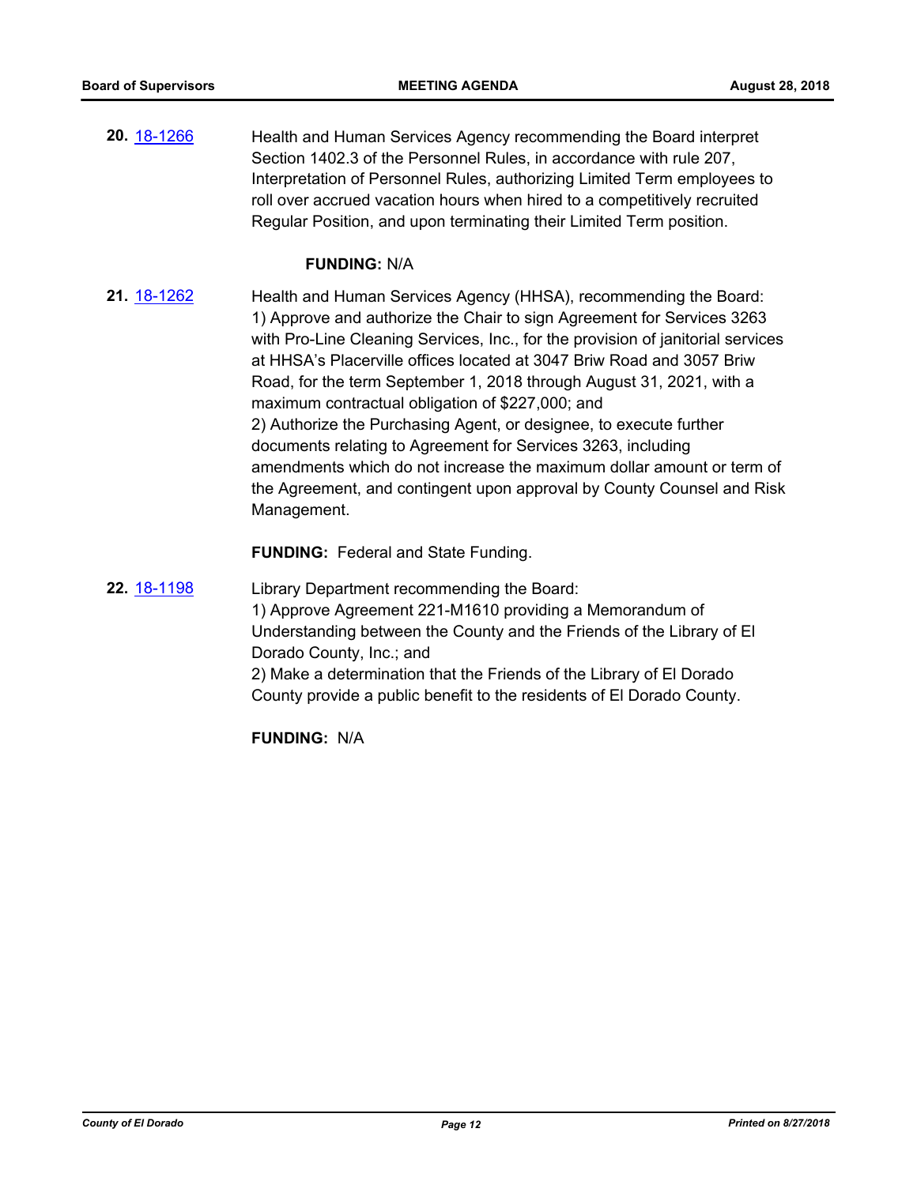**20.** 18-1266 Health and Human Services Agency recommending the Board interpret Section 1402.3 of the Personnel Rules, in accordance with rule 207, Interpretation of Personnel Rules, authorizing Limited Term employees to roll over accrued vacation hours when hired to a competitively recruited Regular Position, and upon terminating their Limited Term position.

**FUNDING:** N/A

**21.** 18-1262 Health and Human Services Agency (HHSA), recommending the Board:
1) Approve and authorize the Chair to sign Agreement for Services 3263 with Pro-Line Cleaning Services, Inc., for the provision of janitorial services at HHSA's Placerville offices located at 3047 Briw Road and 3057 Briw Road, for the term September 1, 2018 through August 31, 2021, with a maximum contractual obligation of $227,000; and
2) Authorize the Purchasing Agent, or designee, to execute further documents relating to Agreement for Services 3263, including amendments which do not increase the maximum dollar amount or term of the Agreement, and contingent upon approval by County Counsel and Risk Management.

**FUNDING:** Federal and State Funding.

**22.** 18-1198 Library Department recommending the Board:
1) Approve Agreement 221-M1610 providing a Memorandum of Understanding between the County and the Friends of the Library of El Dorado County, Inc.; and
2) Make a determination that the Friends of the Library of El Dorado County provide a public benefit to the residents of El Dorado County.

**FUNDING:** N/A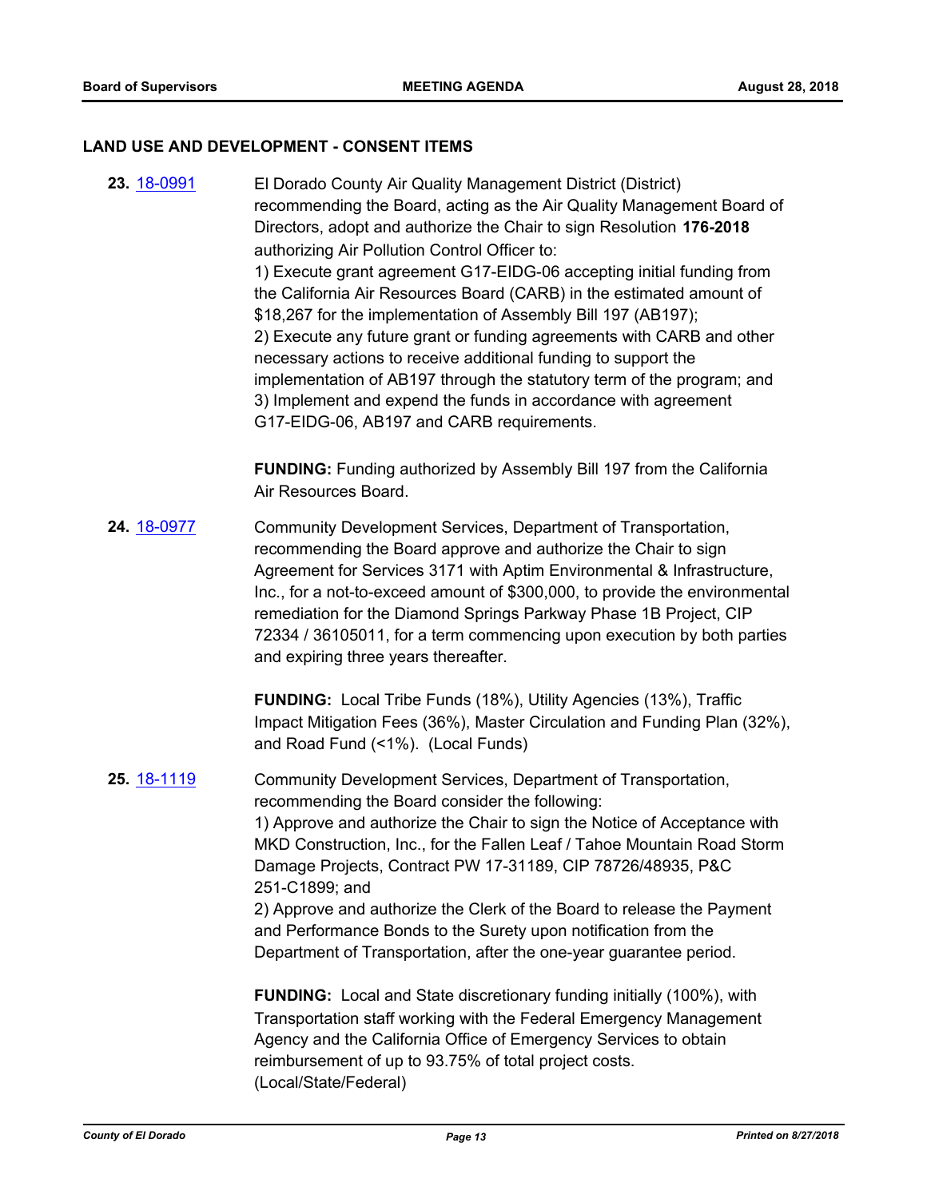## LAND USE AND DEVELOPMENT - CONSENT ITEMS

**23.** 18-0991

El Dorado County Air Quality Management District (District) recommending the Board, acting as the Air Quality Management Board of Directors, adopt and authorize the Chair to sign Resolution **176-2018** authorizing Air Pollution Control Officer to:

1) Execute grant agreement G17-EIDG-06 accepting initial funding from the California Air Resources Board (CARB) in the estimated amount of $18,267 for the implementation of Assembly Bill 197 (AB197);

2) Execute any future grant or funding agreements with CARB and other necessary actions to receive additional funding to support the implementation of AB197 through the statutory term of the program; and

3) Implement and expend the funds in accordance with agreement G17-EIDG-06, AB197 and CARB requirements.

**FUNDING:** Funding authorized by Assembly Bill 197 from the California Air Resources Board.

**24.** 18-0977

Community Development Services, Department of Transportation, recommending the Board approve and authorize the Chair to sign Agreement for Services 3171 with Aptim Environmental & Infrastructure, Inc., for a not-to-exceed amount of $300,000, to provide the environmental remediation for the Diamond Springs Parkway Phase 1B Project, CIP 72334 / 36105011, for a term commencing upon execution by both parties and expiring three years thereafter.

**FUNDING:** Local Tribe Funds (18%), Utility Agencies (13%), Traffic Impact Mitigation Fees (36%), Master Circulation and Funding Plan (32%), and Road Fund (<1%). (Local Funds)

**25.** 18-1119

Community Development Services, Department of Transportation, recommending the Board consider the following:

1) Approve and authorize the Chair to sign the Notice of Acceptance with MKD Construction, Inc., for the Fallen Leaf / Tahoe Mountain Road Storm Damage Projects, Contract PW 17-31189, CIP 78726/48935, P&C 251-C1899; and

2) Approve and authorize the Clerk of the Board to release the Payment and Performance Bonds to the Surety upon notification from the Department of Transportation, after the one-year guarantee period.

**FUNDING:** Local and State discretionary funding initially (100%), with Transportation staff working with the Federal Emergency Management Agency and the California Office of Emergency Services to obtain reimbursement of up to 93.75% of total project costs. (Local/State/Federal)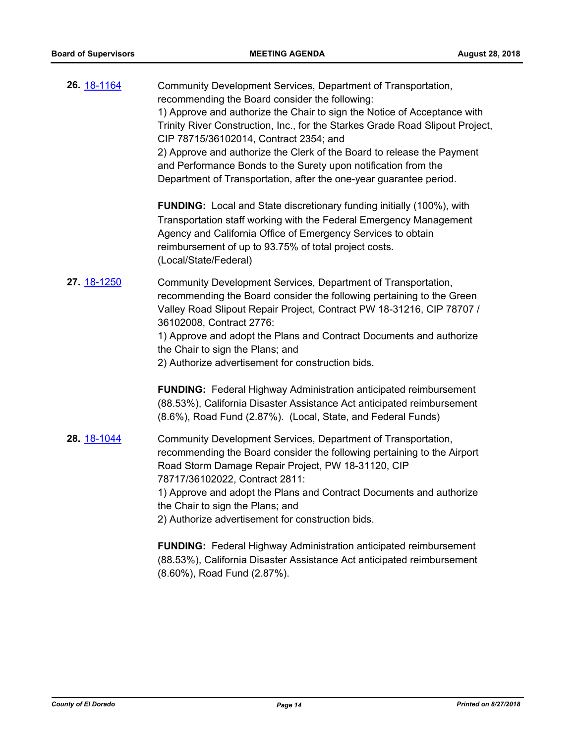**26.** 18-1164

Community Development Services, Department of Transportation, recommending the Board consider the following:
1) Approve and authorize the Chair to sign the Notice of Acceptance with Trinity River Construction, Inc., for the Starkes Grade Road Slipout Project, CIP 78715/36102014, Contract 2354; and
2) Approve and authorize the Clerk of the Board to release the Payment and Performance Bonds to the Surety upon notification from the Department of Transportation, after the one-year guarantee period.

**FUNDING:** Local and State discretionary funding initially (100%), with Transportation staff working with the Federal Emergency Management Agency and California Office of Emergency Services to obtain reimbursement of up to 93.75% of total project costs. (Local/State/Federal)

**27.** 18-1250

Community Development Services, Department of Transportation, recommending the Board consider the following pertaining to the Green Valley Road Slipout Repair Project, Contract PW 18-31216, CIP 78707 / 36102008, Contract 2776:
1) Approve and adopt the Plans and Contract Documents and authorize the Chair to sign the Plans; and
2) Authorize advertisement for construction bids.

**FUNDING:** Federal Highway Administration anticipated reimbursement (88.53%), California Disaster Assistance Act anticipated reimbursement (8.6%), Road Fund (2.87%). (Local, State, and Federal Funds)

**28.** 18-1044

Community Development Services, Department of Transportation, recommending the Board consider the following pertaining to the Airport Road Storm Damage Repair Project, PW 18-31120, CIP 78717/36102022, Contract 2811:
1) Approve and adopt the Plans and Contract Documents and authorize the Chair to sign the Plans; and
2) Authorize advertisement for construction bids.

**FUNDING:** Federal Highway Administration anticipated reimbursement (88.53%), California Disaster Assistance Act anticipated reimbursement (8.60%), Road Fund (2.87%).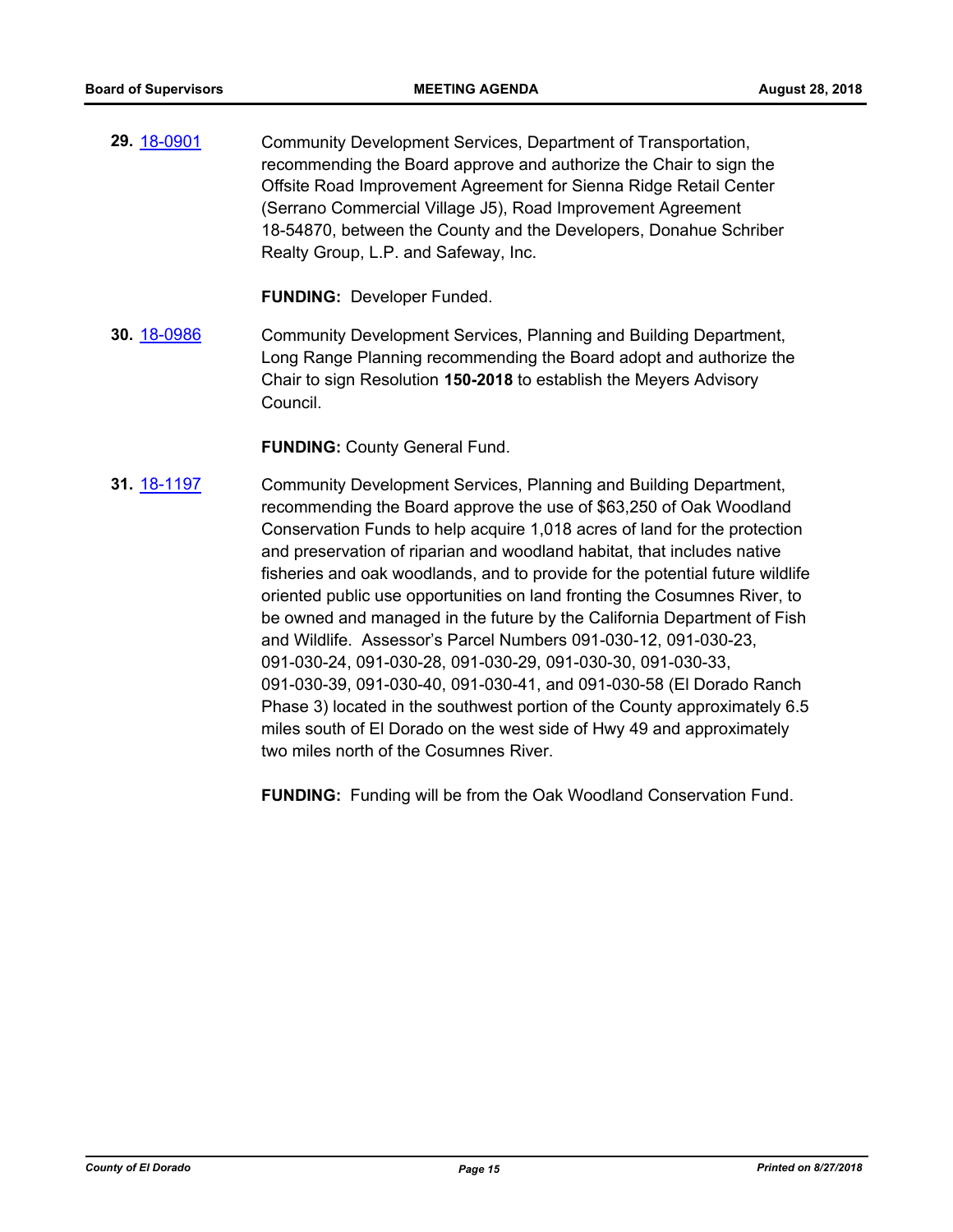**29.** 18-0901 Community Development Services, Department of Transportation, recommending the Board approve and authorize the Chair to sign the Offsite Road Improvement Agreement for Sienna Ridge Retail Center (Serrano Commercial Village J5), Road Improvement Agreement 18-54870, between the County and the Developers, Donahue Schriber Realty Group, L.P. and Safeway, Inc.

**FUNDING:** Developer Funded.

**30.** 18-0986 Community Development Services, Planning and Building Department, Long Range Planning recommending the Board adopt and authorize the Chair to sign Resolution **150-2018** to establish the Meyers Advisory Council.

**FUNDING:** County General Fund.

**31.** 18-1197 Community Development Services, Planning and Building Department, recommending the Board approve the use of $63,250 of Oak Woodland Conservation Funds to help acquire 1,018 acres of land for the protection and preservation of riparian and woodland habitat, that includes native fisheries and oak woodlands, and to provide for the potential future wildlife oriented public use opportunities on land fronting the Cosumnes River, to be owned and managed in the future by the California Department of Fish and Wildlife. Assessor's Parcel Numbers 091-030-12, 091-030-23, 091-030-24, 091-030-28, 091-030-29, 091-030-30, 091-030-33, 091-030-39, 091-030-40, 091-030-41, and 091-030-58 (El Dorado Ranch Phase 3) located in the southwest portion of the County approximately 6.5 miles south of El Dorado on the west side of Hwy 49 and approximately two miles north of the Cosumnes River.

**FUNDING:** Funding will be from the Oak Woodland Conservation Fund.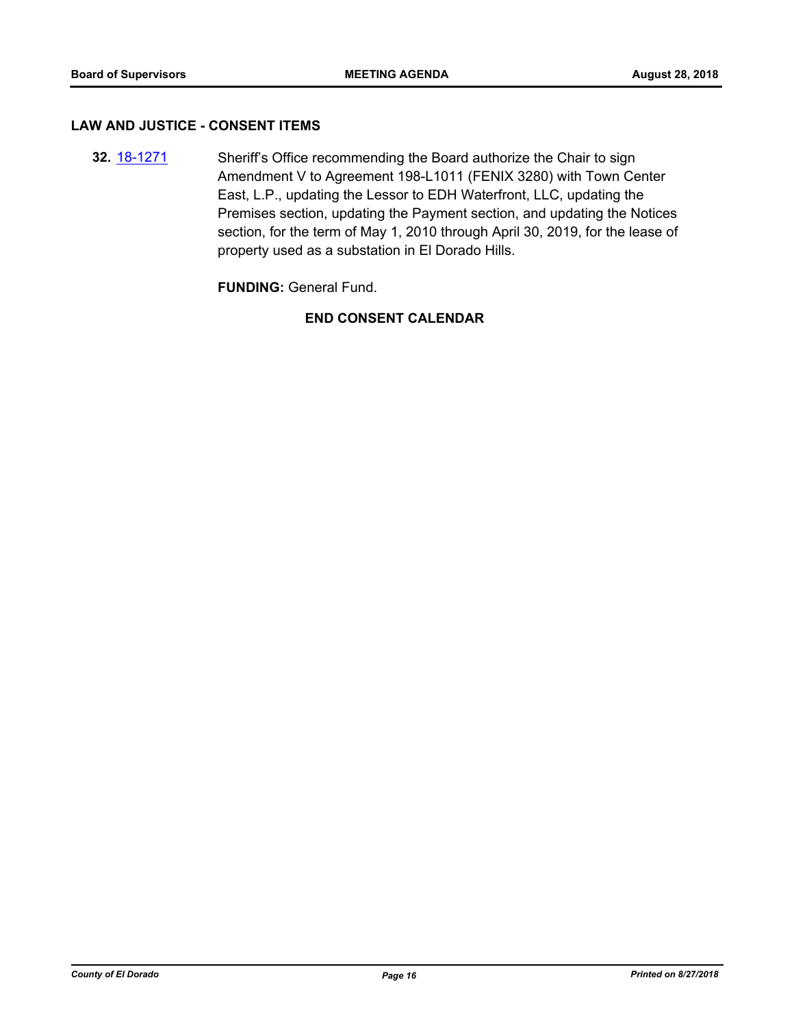## LAW AND JUSTICE - CONSENT ITEMS

**32.** 18-1271 Sheriff's Office recommending the Board authorize the Chair to sign Amendment V to Agreement 198-L1011 (FENIX 3280) with Town Center East, L.P., updating the Lessor to EDH Waterfront, LLC, updating the Premises section, updating the Payment section, and updating the Notices section, for the term of May 1, 2010 through April 30, 2019, for the lease of property used as a substation in El Dorado Hills.

**FUNDING:** General Fund.

**END CONSENT CALENDAR**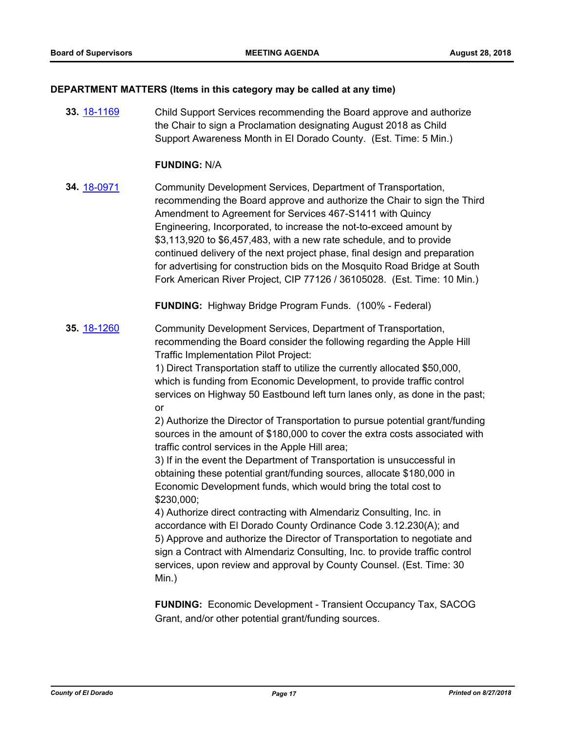**DEPARTMENT MATTERS (Items in this category may be called at any time)**

**33.** [18-1169](18-1169) Child Support Services recommending the Board approve and authorize the Chair to sign a Proclamation designating August 2018 as Child Support Awareness Month in El Dorado County. (Est. Time: 5 Min.)

**FUNDING:** N/A

**34.** [18-0971](18-0971) Community Development Services, Department of Transportation, recommending the Board approve and authorize the Chair to sign the Third Amendment to Agreement for Services 467-S1411 with Quincy Engineering, Incorporated, to increase the not-to-exceed amount by $3,113,920 to $6,457,483, with a new rate schedule, and to provide continued delivery of the next project phase, final design and preparation for advertising for construction bids on the Mosquito Road Bridge at South Fork American River Project, CIP 77126 / 36105028. (Est. Time: 10 Min.)

**FUNDING:** Highway Bridge Program Funds. (100% - Federal)

**35.** [18-1260](18-1260) Community Development Services, Department of Transportation, recommending the Board consider the following regarding the Apple Hill Traffic Implementation Pilot Project:

1) Direct Transportation staff to utilize the currently allocated $50,000, which is funding from Economic Development, to provide traffic control services on Highway 50 Eastbound left turn lanes only, as done in the past; or

2) Authorize the Director of Transportation to pursue potential grant/funding sources in the amount of $180,000 to cover the extra costs associated with traffic control services in the Apple Hill area;

3) If in the event the Department of Transportation is unsuccessful in obtaining these potential grant/funding sources, allocate $180,000 in Economic Development funds, which would bring the total cost to $230,000;

4) Authorize direct contracting with Almendariz Consulting, Inc. in accordance with El Dorado County Ordinance Code 3.12.230(A); and

5) Approve and authorize the Director of Transportation to negotiate and sign a Contract with Almendariz Consulting, Inc. to provide traffic control services, upon review and approval by County Counsel. (Est. Time: 30 Min.)

**FUNDING:** Economic Development - Transient Occupancy Tax, SACOG Grant, and/or other potential grant/funding sources.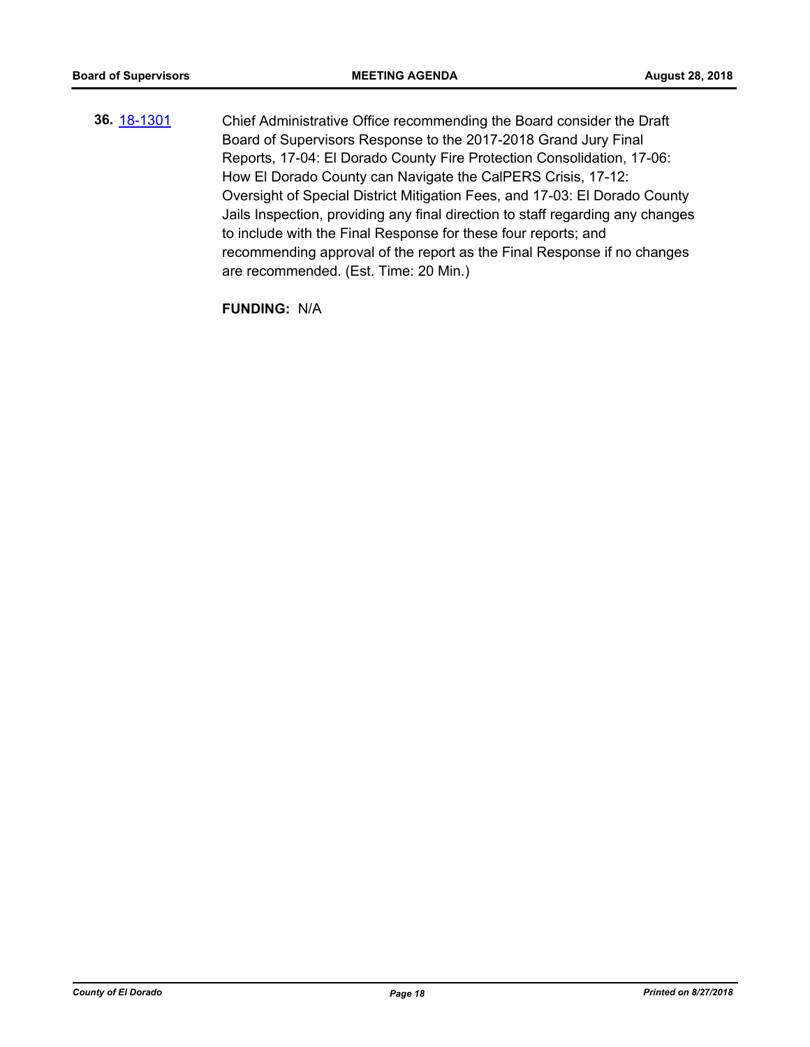**36.** [18-1301](18-1301) Chief Administrative Office recommending the Board consider the Draft Board of Supervisors Response to the 2017-2018 Grand Jury Final Reports, 17-04: El Dorado County Fire Protection Consolidation, 17-06: How El Dorado County can Navigate the CalPERS Crisis, 17-12: Oversight of Special District Mitigation Fees, and 17-03: El Dorado County Jails Inspection, providing any final direction to staff regarding any changes to include with the Final Response for these four reports; and recommending approval of the report as the Final Response if no changes are recommended. (Est. Time: 20 Min.)

**FUNDING:** N/A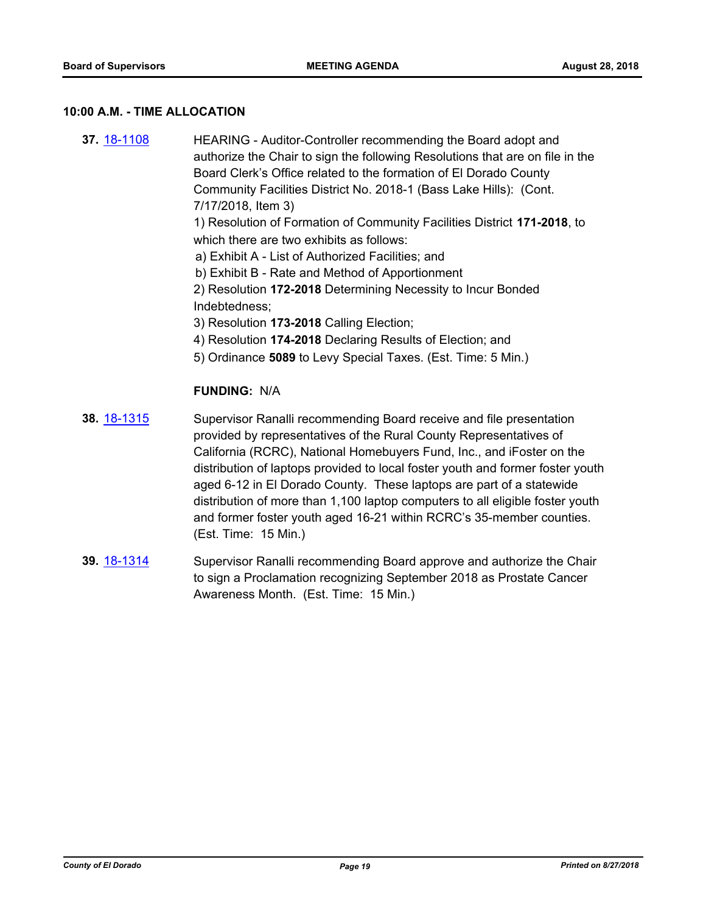## 10:00 A.M. - TIME ALLOCATION

**37.** [18-1108](18-1108)

HEARING - Auditor-Controller recommending the Board adopt and authorize the Chair to sign the following Resolutions that are on file in the Board Clerk's Office related to the formation of El Dorado County Community Facilities District No. 2018-1 (Bass Lake Hills): (Cont. 7/17/2018, Item 3)

1) Resolution of Formation of Community Facilities District **171-2018**, to which there are two exhibits as follows:

a) Exhibit A - List of Authorized Facilities; and

b) Exhibit B - Rate and Method of Apportionment

2) Resolution **172-2018** Determining Necessity to Incur Bonded Indebtedness;

3) Resolution **173-2018** Calling Election;

4) Resolution **174-2018** Declaring Results of Election; and

5) Ordinance **5089** to Levy Special Taxes. (Est. Time: 5 Min.)

**FUNDING:** N/A

**38.** [18-1315](18-1315)

Supervisor Ranalli recommending Board receive and file presentation provided by representatives of the Rural County Representatives of California (RCRC), National Homebuyers Fund, Inc., and iFoster on the distribution of laptops provided to local foster youth and former foster youth aged 6-12 in El Dorado County. These laptops are part of a statewide distribution of more than 1,100 laptop computers to all eligible foster youth and former foster youth aged 16-21 within RCRC's 35-member counties. (Est. Time: 15 Min.)

**39.** [18-1314](18-1314)

Supervisor Ranalli recommending Board approve and authorize the Chair to sign a Proclamation recognizing September 2018 as Prostate Cancer Awareness Month. (Est. Time: 15 Min.)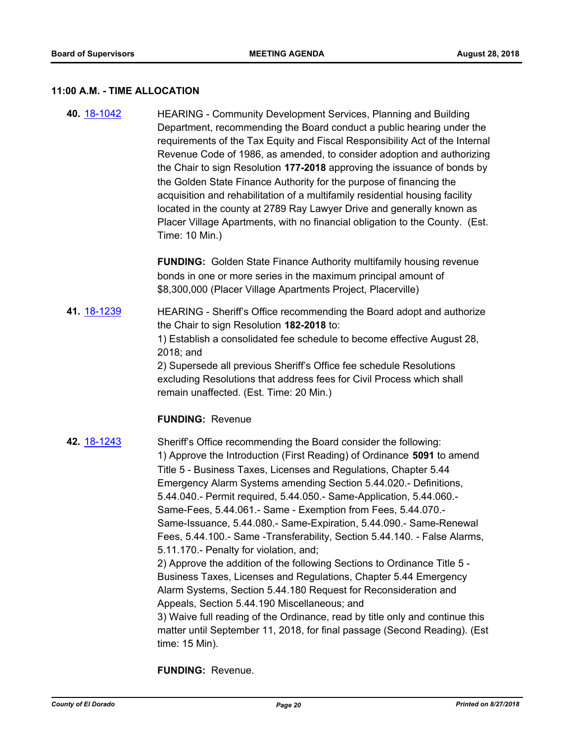### 11:00 A.M. - TIME ALLOCATION

**40.** [18-1042](18-1042) HEARING - Community Development Services, Planning and Building Department, recommending the Board conduct a public hearing under the requirements of the Tax Equity and Fiscal Responsibility Act of the Internal Revenue Code of 1986, as amended, to consider adoption and authorizing the Chair to sign Resolution **177-2018** approving the issuance of bonds by the Golden State Finance Authority for the purpose of financing the acquisition and rehabilitation of a multifamily residential housing facility located in the county at 2789 Ray Lawyer Drive and generally known as Placer Village Apartments, with no financial obligation to the County. (Est. Time: 10 Min.)

**FUNDING:** Golden State Finance Authority multifamily housing revenue bonds in one or more series in the maximum principal amount of $8,300,000 (Placer Village Apartments Project, Placerville)

**41.** [18-1239](18-1239) HEARING - Sheriff's Office recommending the Board adopt and authorize the Chair to sign Resolution **182-2018** to:
1) Establish a consolidated fee schedule to become effective August 28, 2018; and
2) Supersede all previous Sheriff's Office fee schedule Resolutions excluding Resolutions that address fees for Civil Process which shall remain unaffected. (Est. Time: 20 Min.)

**FUNDING:** Revenue

**42.** [18-1243](18-1243) Sheriff's Office recommending the Board consider the following:
1) Approve the Introduction (First Reading) of Ordinance **5091** to amend Title 5 - Business Taxes, Licenses and Regulations, Chapter 5.44 Emergency Alarm Systems amending Section 5.44.020.- Definitions, 5.44.040.- Permit required, 5.44.050.- Same-Application, 5.44.060.- Same-Fees, 5.44.061.- Same - Exemption from Fees, 5.44.070.- Same-Issuance, 5.44.080.- Same-Expiration, 5.44.090.- Same-Renewal Fees, 5.44.100.- Same -Transferability, Section 5.44.140. - False Alarms, 5.11.170.- Penalty for violation, and;
2) Approve the addition of the following Sections to Ordinance Title 5 - Business Taxes, Licenses and Regulations, Chapter 5.44 Emergency Alarm Systems, Section 5.44.180 Request for Reconsideration and Appeals, Section 5.44.190 Miscellaneous; and
3) Waive full reading of the Ordinance, read by title only and continue this matter until September 11, 2018, for final passage (Second Reading). (Est time: 15 Min).

**FUNDING:** Revenue.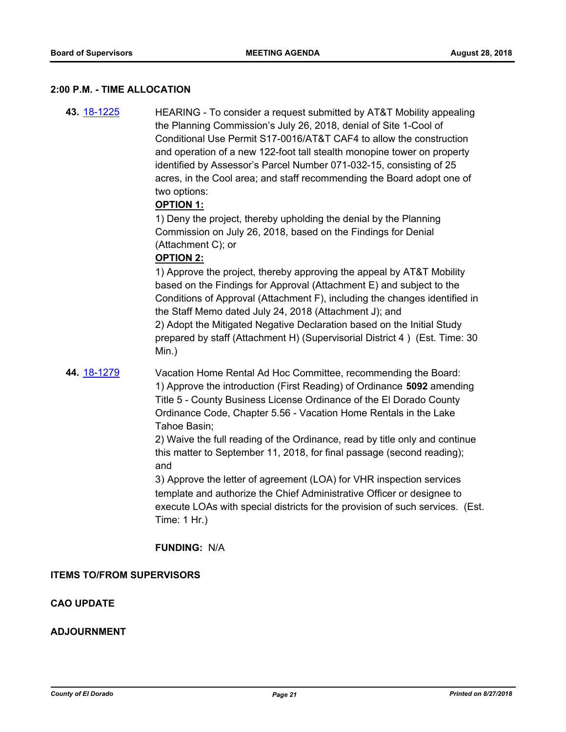**2:00 P.M. - TIME ALLOCATION**

**43.** [18-1225] HEARING - To consider a request submitted by AT&T Mobility appealing the Planning Commission's July 26, 2018, denial of Site 1-Cool of Conditional Use Permit S17-0016/AT&T CAF4 to allow the construction and operation of a new 122-foot tall stealth monopine tower on property identified by Assessor's Parcel Number 071-032-15, consisting of 25 acres, in the Cool area; and staff recommending the Board adopt one of two options:

**OPTION 1:**

1) Deny the project, thereby upholding the denial by the Planning Commission on July 26, 2018, based on the Findings for Denial (Attachment C); or

**OPTION 2:**

1) Approve the project, thereby approving the appeal by AT&T Mobility based on the Findings for Approval (Attachment E) and subject to the Conditions of Approval (Attachment F), including the changes identified in the Staff Memo dated July 24, 2018 (Attachment J); and

2) Adopt the Mitigated Negative Declaration based on the Initial Study prepared by staff (Attachment H) (Supervisorial District 4 ) (Est. Time: 30 Min.)

**44.** [18-1279] Vacation Home Rental Ad Hoc Committee, recommending the Board:

1) Approve the introduction (First Reading) of Ordinance **5092** amending Title 5 - County Business License Ordinance of the El Dorado County Ordinance Code, Chapter 5.56 - Vacation Home Rentals in the Lake Tahoe Basin;

2) Waive the full reading of the Ordinance, read by title only and continue this matter to September 11, 2018, for final passage (second reading); and

3) Approve the letter of agreement (LOA) for VHR inspection services template and authorize the Chief Administrative Officer or designee to execute LOAs with special districts for the provision of such services. (Est. Time: 1 Hr.)

**FUNDING:** N/A

**ITEMS TO/FROM SUPERVISORS**

**CAO UPDATE**

**ADJOURNMENT**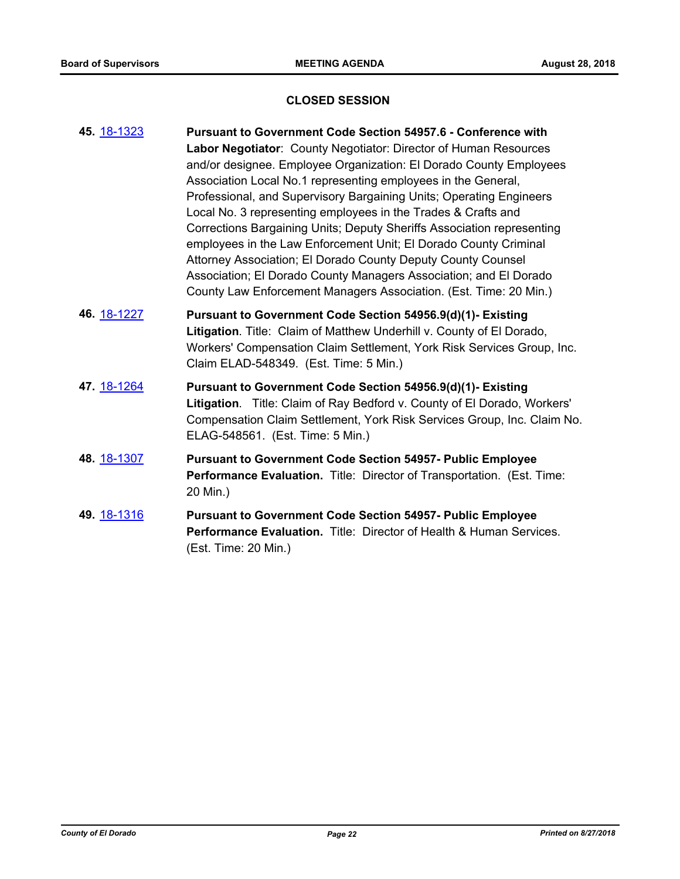## CLOSED SESSION

**45.** 18-1323 **Pursuant to Government Code Section 54957.6 - Conference with Labor Negotiator**: County Negotiator: Director of Human Resources and/or designee. Employee Organization: El Dorado County Employees Association Local No.1 representing employees in the General, Professional, and Supervisory Bargaining Units; Operating Engineers Local No. 3 representing employees in the Trades & Crafts and Corrections Bargaining Units; Deputy Sheriffs Association representing employees in the Law Enforcement Unit; El Dorado County Criminal Attorney Association; El Dorado County Deputy County Counsel Association; El Dorado County Managers Association; and El Dorado County Law Enforcement Managers Association. (Est. Time: 20 Min.)

**46.** 18-1227 **Pursuant to Government Code Section 54956.9(d)(1)- Existing Litigation**. Title: Claim of Matthew Underhill v. County of El Dorado, Workers' Compensation Claim Settlement, York Risk Services Group, Inc. Claim ELAD-548349. (Est. Time: 5 Min.)

**47.** 18-1264 **Pursuant to Government Code Section 54956.9(d)(1)- Existing Litigation**. Title: Claim of Ray Bedford v. County of El Dorado, Workers' Compensation Claim Settlement, York Risk Services Group, Inc. Claim No. ELAG-548561. (Est. Time: 5 Min.)

**48.** 18-1307 **Pursuant to Government Code Section 54957- Public Employee Performance Evaluation.** Title: Director of Transportation. (Est. Time: 20 Min.)

**49.** 18-1316 **Pursuant to Government Code Section 54957- Public Employee Performance Evaluation.** Title: Director of Health & Human Services. (Est. Time: 20 Min.)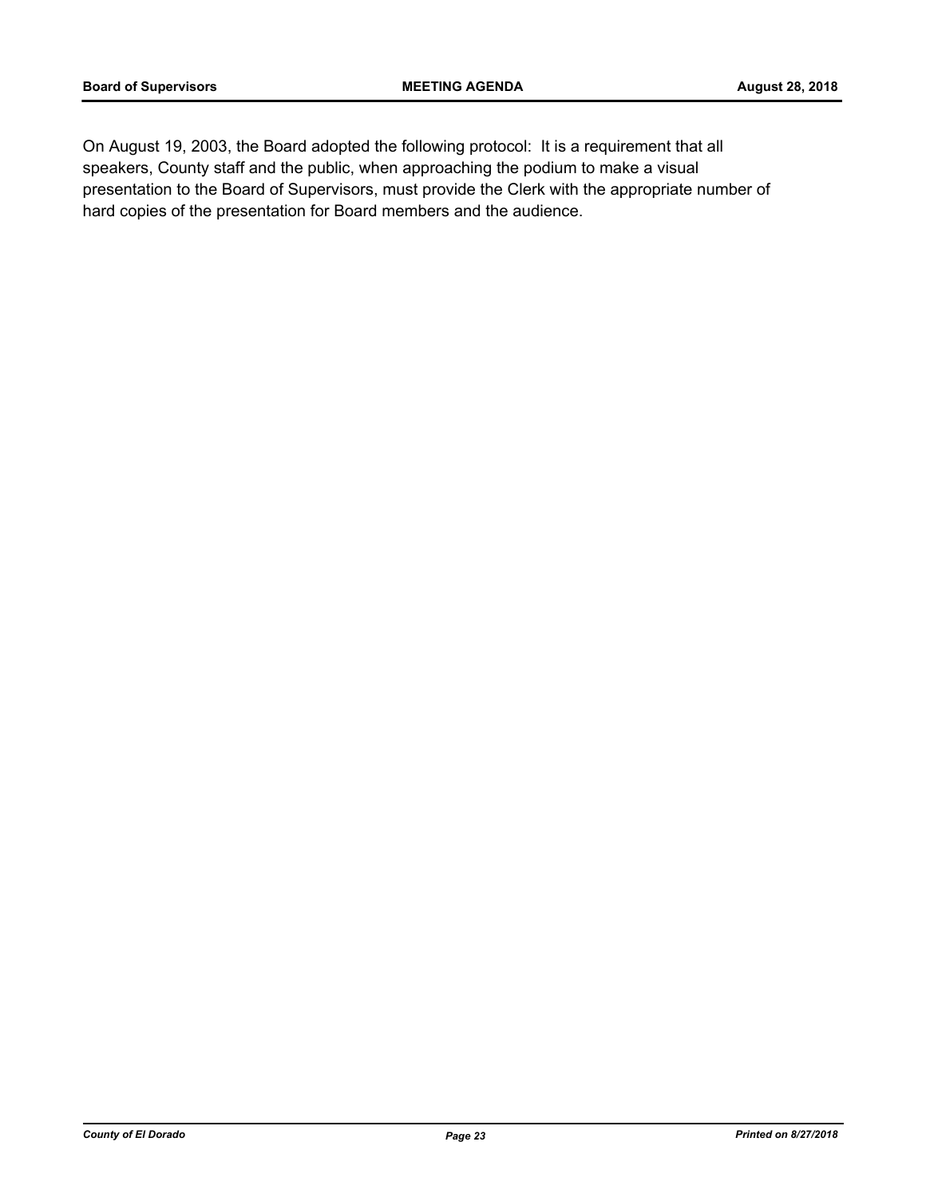On August 19, 2003, the Board adopted the following protocol: It is a requirement that all speakers, County staff and the public, when approaching the podium to make a visual presentation to the Board of Supervisors, must provide the Clerk with the appropriate number of hard copies of the presentation for Board members and the audience.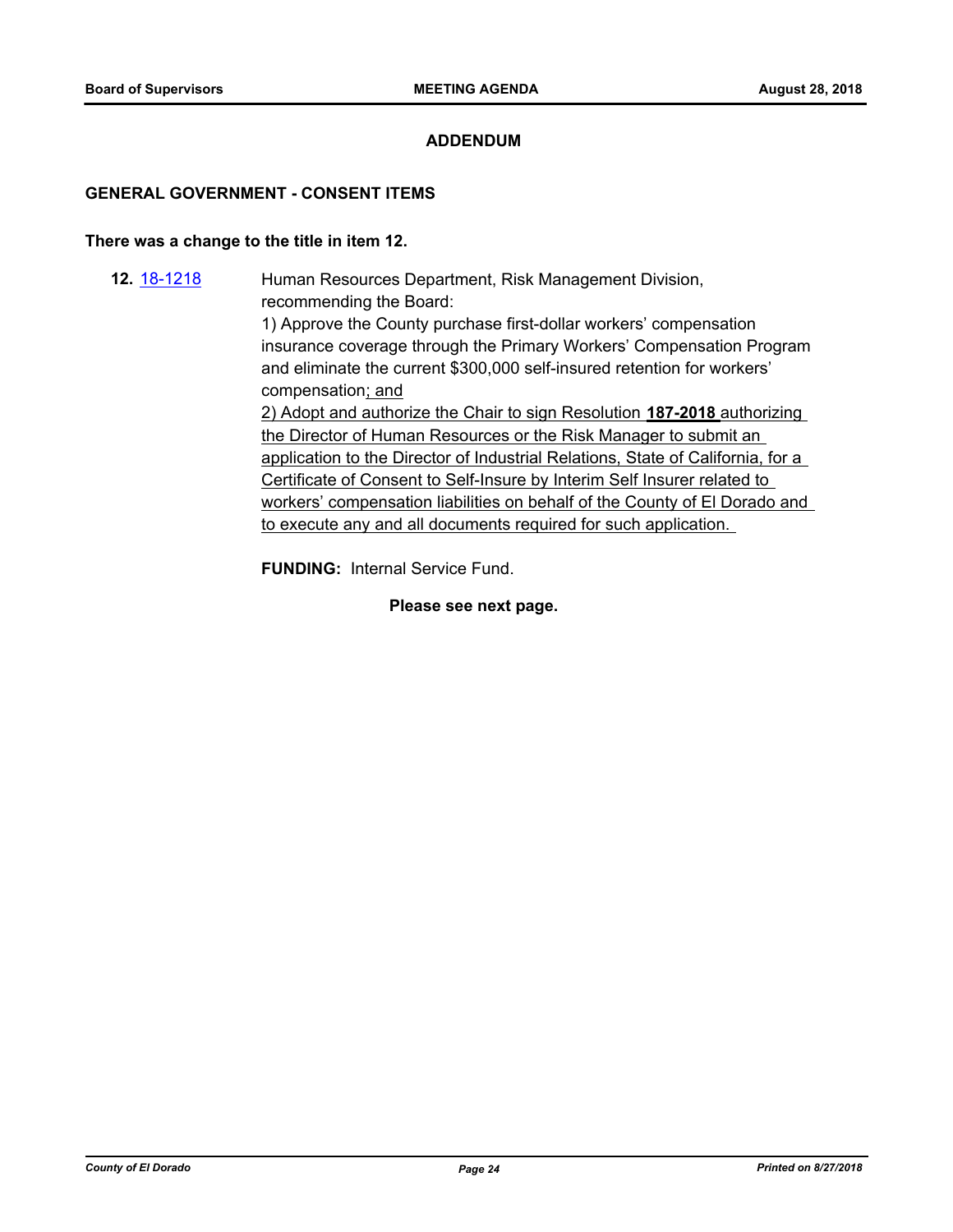## ADDENDUM

### GENERAL GOVERNMENT - CONSENT ITEMS

**There was a change to the title in item 12.**

**12.** 18-1218 Human Resources Department, Risk Management Division, recommending the Board:

1) Approve the County purchase first-dollar workers' compensation insurance coverage through the Primary Workers' Compensation Program and eliminate the current $300,000 self-insured retention for workers' compensation; and

2) Adopt and authorize the Chair to sign Resolution **187-2018** authorizing the Director of Human Resources or the Risk Manager to submit an application to the Director of Industrial Relations, State of California, for a Certificate of Consent to Self-Insure by Interim Self Insurer related to workers' compensation liabilities on behalf of the County of El Dorado and to execute any and all documents required for such application.

**FUNDING:** Internal Service Fund.

**Please see next page.**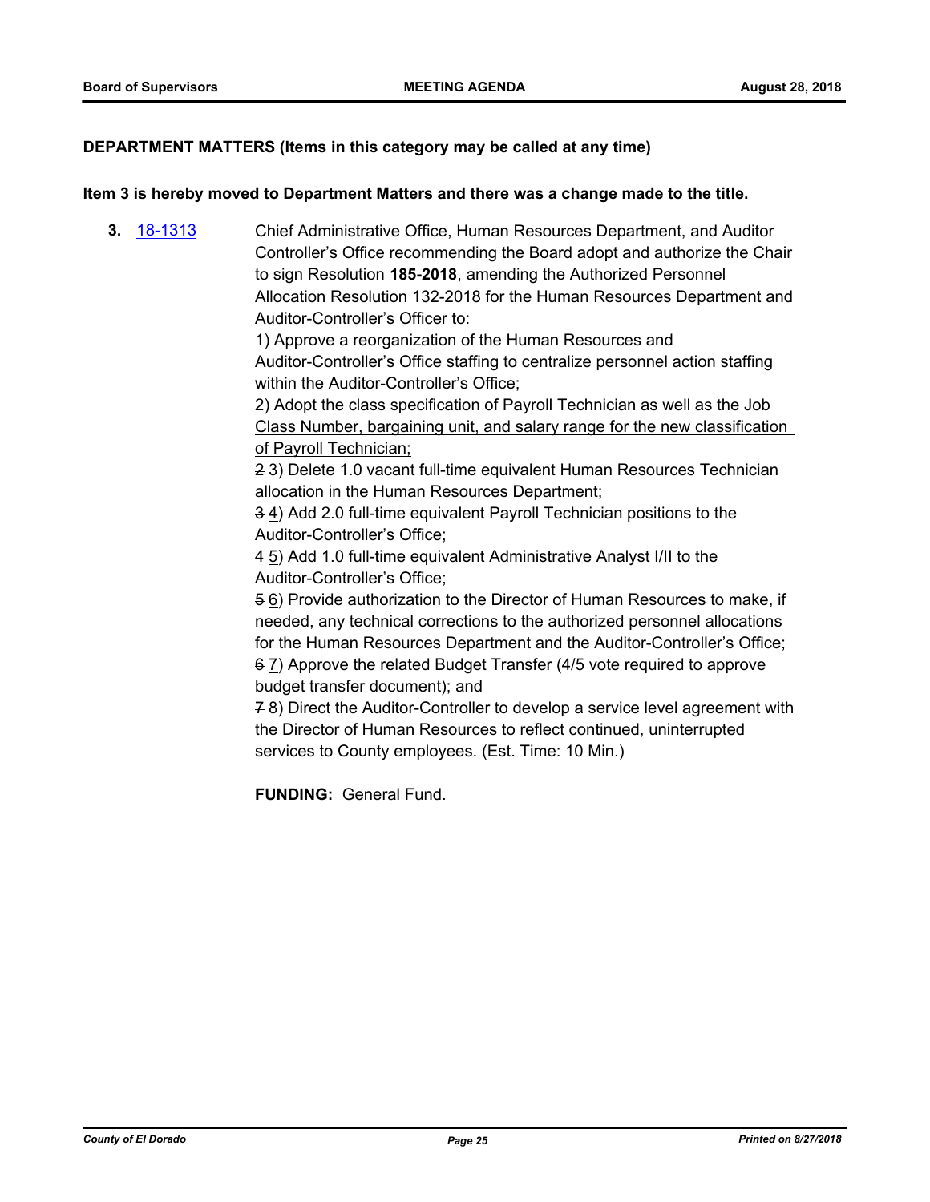**DEPARTMENT MATTERS (Items in this category may be called at any time)**

**Item 3 is hereby moved to Department Matters and there was a change made to the title.**

**3.** [18-1313](18-1313) Chief Administrative Office, Human Resources Department, and Auditor Controller's Office recommending the Board adopt and authorize the Chair to sign Resolution **185-2018**, amending the Authorized Personnel Allocation Resolution 132-2018 for the Human Resources Department and Auditor-Controller's Officer to:

1) Approve a reorganization of the Human Resources and Auditor-Controller's Office staffing to centralize personnel action staffing within the Auditor-Controller's Office;

<u>2) Adopt the class specification of Payroll Technician as well as the Job Class Number, bargaining unit, and salary range for the new classification of Payroll Technician;</u>

~~2~~ <u>3</u>) Delete 1.0 vacant full-time equivalent Human Resources Technician allocation in the Human Resources Department;

~~3~~ <u>4</u>) Add 2.0 full-time equivalent Payroll Technician positions to the Auditor-Controller's Office;

~~4~~ <u>5</u>) Add 1.0 full-time equivalent Administrative Analyst I/II to the Auditor-Controller's Office;

~~5~~ <u>6</u>) Provide authorization to the Director of Human Resources to make, if needed, any technical corrections to the authorized personnel allocations for the Human Resources Department and the Auditor-Controller's Office;

~~6~~ <u>7</u>) Approve the related Budget Transfer (4/5 vote required to approve budget transfer document); and

~~7~~ <u>8</u>) Direct the Auditor-Controller to develop a service level agreement with the Director of Human Resources to reflect continued, uninterrupted services to County employees. (Est. Time: 10 Min.)

**FUNDING:** General Fund.